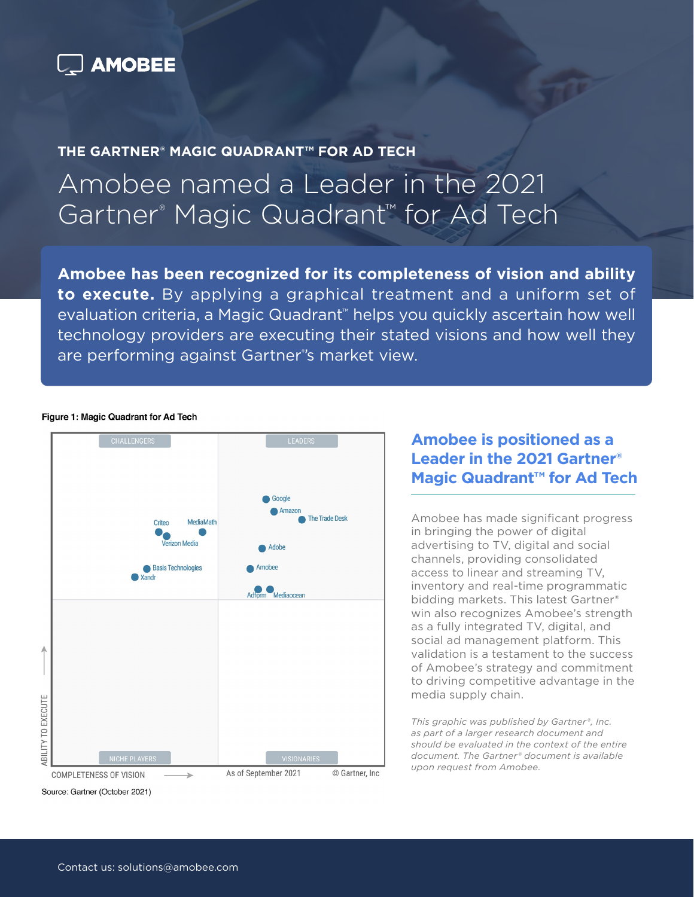AMOBEE

### THE GARTNER® MAGIC QUADRANT™ FOR AD TECH

# Amobee named a Leader in the 2021 Gartner® Magic Quadrant™ for Ad Tech

**Amobee has been recognized for its completeness of vision and ability to execute.** By applying a graphical treatment and a uniform set of evaluation criteria, a Magic Quadrant™ helps you quickly ascertain how well technology providers are executing their stated visions and how well they are performing against Gartner®'s market view.

**Figure 1: Magic Quadrant for Ad Tech**

CHALLENGERS | LEADERS | NICHE PLAYERS | VISIONARIES

Google, Amazon, The Trade Desk, Adobe, Amobee, Adform, Mediaocean, Criteo, MediaMath, Verizon Media, Basis Technologies, Xandr

ABILITY TO EXECUTE

COMPLETENESS OF VISION

As of September 2021

© Gartner, Inc

Source: Gartner (October 2021)

## Amobee is positioned as a Leader in the 2021 Gartner® Magic Quadrant™ for Ad Tech

Amobee has made significant progress in bringing the power of digital advertising to TV, digital and social channels, providing consolidated access to linear and streaming TV, inventory and real-time programmatic bidding markets. This latest Gartner® win also recognizes Amobee's strength as a fully integrated TV, digital, and social ad management platform. This validation is a testament to the success of Amobee's strategy and commitment to driving competitive advantage in the media supply chain.

*This graphic was published by Gartner®, Inc. as part of a larger research document and should be evaluated in the context of the entire document. The Gartner® document is available upon request from Amobee.*

Contact us: solutions@amobee.com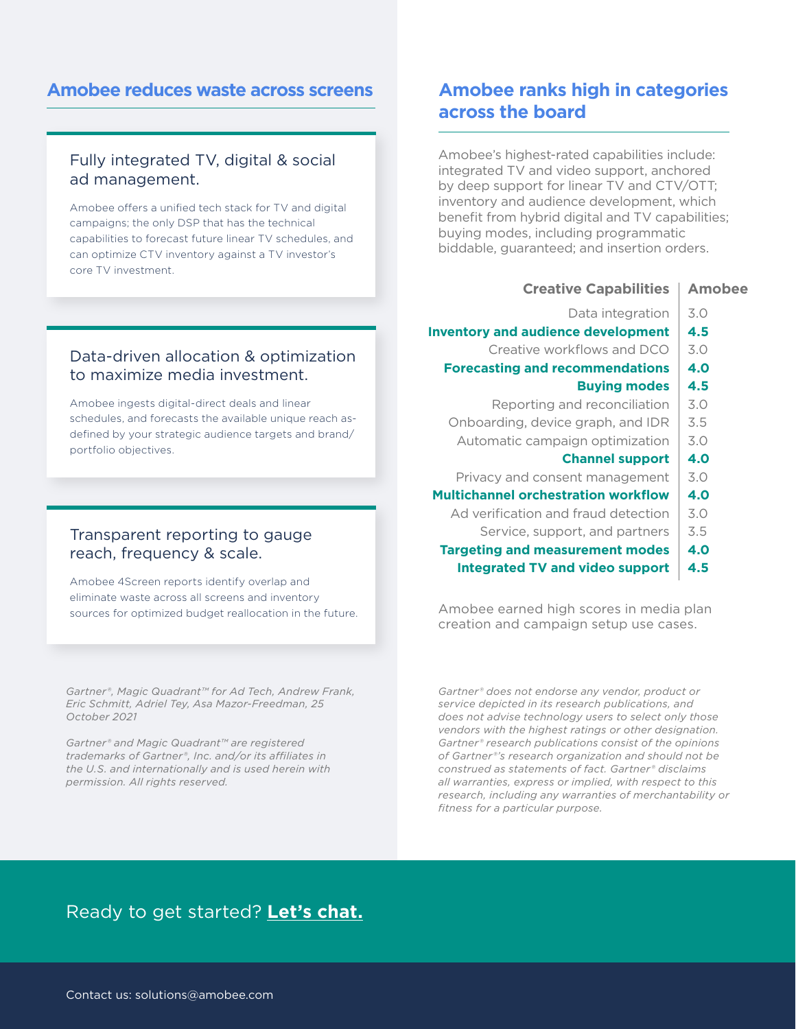## Amobee reduces waste across screens

### Fully integrated TV, digital & social ad management.

Amobee offers a unified tech stack for TV and digital campaigns; the only DSP that has the technical capabilities to forecast future linear TV schedules, and can optimize CTV inventory against a TV investor's core TV investment.

### Data-driven allocation & optimization to maximize media investment.

Amobee ingests digital-direct deals and linear schedules, and forecasts the available unique reach as-defined by your strategic audience targets and brand/portfolio objectives.

### Transparent reporting to gauge reach, frequency & scale.

Amobee 4Screen reports identify overlap and eliminate waste across all screens and inventory sources for optimized budget reallocation in the future.

*Gartner®, Magic Quadrant™ for Ad Tech, Andrew Frank, Eric Schmitt, Adriel Tey, Asa Mazor-Freedman, 25 October 2021*

*Gartner® and Magic Quadrant™ are registered trademarks of Gartner®, Inc. and/or its affiliates in the U.S. and internationally and is used herein with permission. All rights reserved.*

## Amobee ranks high in categories across the board

Amobee's highest-rated capabilities include: integrated TV and video support, anchored by deep support for linear TV and CTV/OTT; inventory and audience development, which benefit from hybrid digital and TV capabilities; buying modes, including programmatic biddable, guaranteed; and insertion orders.

| Creative Capabilities | Amobee |
|---|---|
| Data integration | 3.0 |
| **Inventory and audience development** | **4.5** |
| Creative workflows and DCO | 3.0 |
| **Forecasting and recommendations** | **4.0** |
| **Buying modes** | **4.5** |
| Reporting and reconciliation | 3.0 |
| Onboarding, device graph, and IDR | 3.5 |
| Automatic campaign optimization | 3.0 |
| **Channel support** | **4.0** |
| Privacy and consent management | 3.0 |
| **Multichannel orchestration workflow** | **4.0** |
| Ad verification and fraud detection | 3.0 |
| Service, support, and partners | 3.5 |
| **Targeting and measurement modes** | **4.0** |
| **Integrated TV and video support** | **4.5** |

Amobee earned high scores in media plan creation and campaign setup use cases.

*Gartner® does not endorse any vendor, product or service depicted in its research publications, and does not advise technology users to select only those vendors with the highest ratings or other designation. Gartner® research publications consist of the opinions of Gartner®'s research organization and should not be construed as statements of fact. Gartner® disclaims all warranties, expressed or implied, with respect to this research, including any warranties of merchantability or fitness for a particular purpose.*

Ready to get started? **Let's chat.**

Contact us: solutions@amobee.com